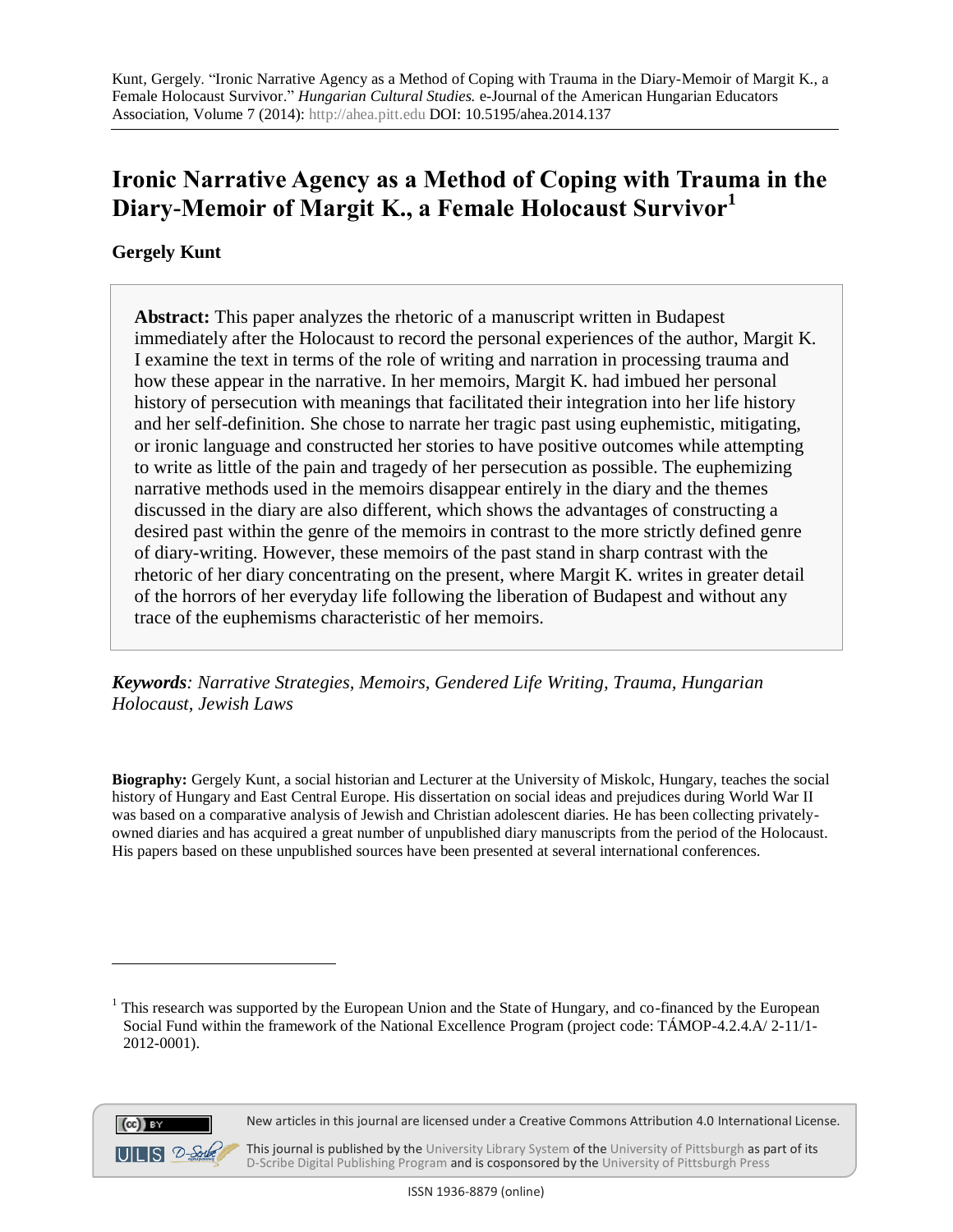Kunt, Gergely. "Ironic Narrative Agency as a Method of Coping with Trauma in the Diary-Memoir of Margit K., a Female Holocaust Survivor." *Hungarian Cultural Studies.* e-Journal of the American Hungarian Educators Association, Volume 7 (2014): http://ahea.pitt.edu DOI: 10.5195/ahea.2014.137

# Ironic Narrative Agency as a Method of Coping with Trauma in the Diary-Memoir of Margit K., a Female Holocaust Survivor[1]

**Gergely Kunt**

**Abstract:** This paper analyzes the rhetoric of a manuscript written in Budapest immediately after the Holocaust to record the personal experiences of the author, Margit K. I examine the text in terms of the role of writing and narration in processing trauma and how these appear in the narrative. In her memoirs, Margit K. had imbued her personal history of persecution with meanings that facilitated their integration into her life history and her self-definition. She chose to narrate her tragic past using euphemistic, mitigating, or ironic language and constructed her stories to have positive outcomes while attempting to write as little of the pain and tragedy of her persecution as possible. The euphemizing narrative methods used in the memoirs disappear entirely in the diary and the themes discussed in the diary are also different, which shows the advantages of constructing a desired past within the genre of the memoirs in contrast to the more strictly defined genre of diary-writing. However, these memoirs of the past stand in sharp contrast with the rhetoric of her diary concentrating on the present, where Margit K. writes in greater detail of the horrors of her everyday life following the liberation of Budapest and without any trace of the euphemisms characteristic of her memoirs.

***Keywords**: Narrative Strategies, Memoirs, Gendered Life Writing, Trauma, Hungarian Holocaust, Jewish Laws*

**Biography:** Gergely Kunt, a social historian and Lecturer at the University of Miskolc, Hungary, teaches the social history of Hungary and East Central Europe. His dissertation on social ideas and prejudices during World War II was based on a comparative analysis of Jewish and Christian adolescent diaries. He has been collecting privately-owned diaries and has acquired a great number of unpublished diary manuscripts from the period of the Holocaust. His papers based on these unpublished sources have been presented at several international conferences.

[1] This research was supported by the European Union and the State of Hungary, and co-financed by the European Social Fund within the framework of the National Excellence Program (project code: TÁMOP-4.2.4.A/ 2-11/1-2012-0001).

New articles in this journal are licensed under a Creative Commons Attribution 4.0 International License.

This journal is published by the University Library System of the University of Pittsburgh as part of its D-Scribe Digital Publishing Program and is cosponsored by the University of Pittsburgh Press

ISSN 1936-8879 (online)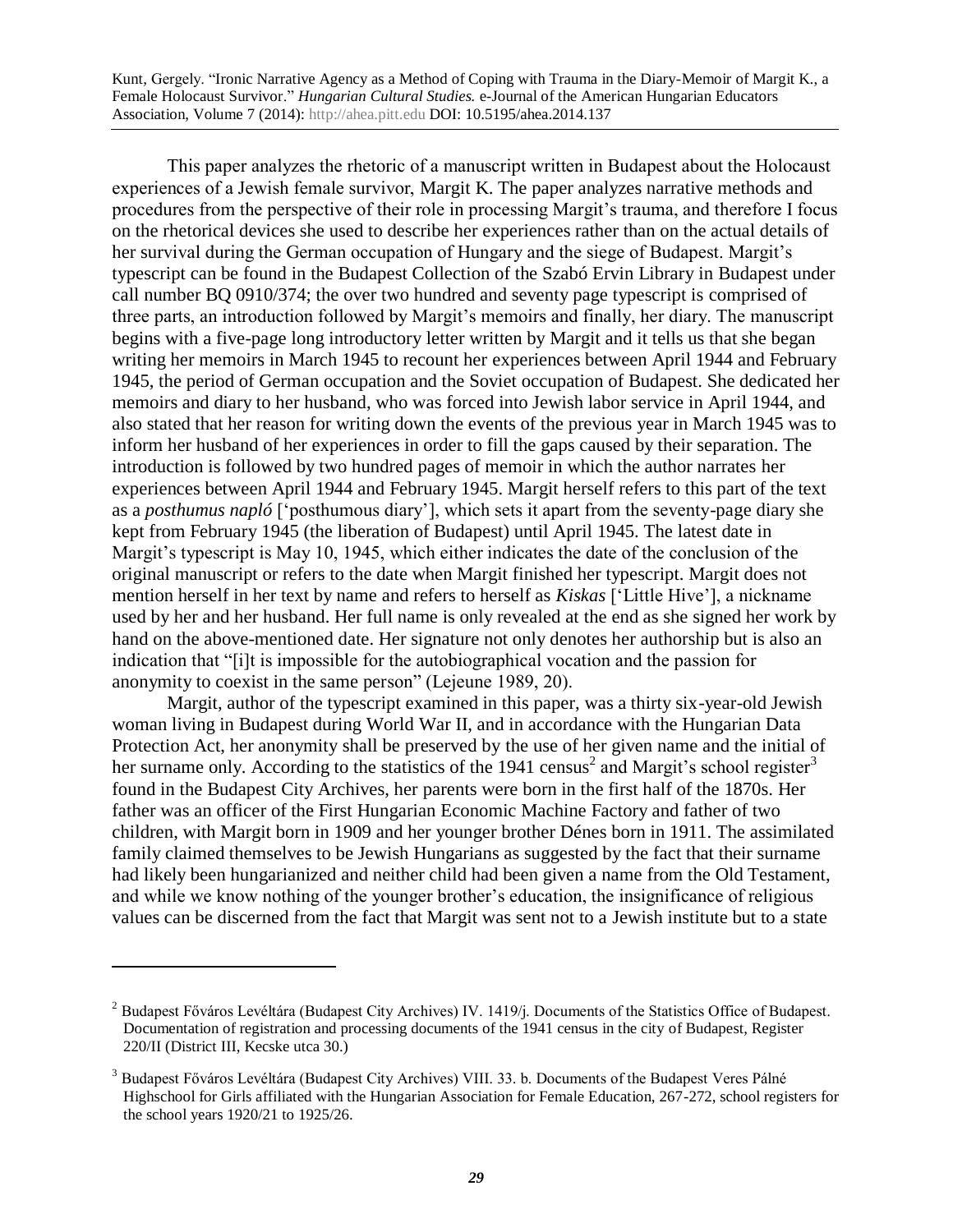This paper analyzes the rhetoric of a manuscript written in Budapest about the Holocaust experiences of a Jewish female survivor, Margit K. The paper analyzes narrative methods and procedures from the perspective of their role in processing Margit's trauma, and therefore I focus on the rhetorical devices she used to describe her experiences rather than on the actual details of her survival during the German occupation of Hungary and the siege of Budapest. Margit's typescript can be found in the Budapest Collection of the Szabó Ervin Library in Budapest under call number BQ 0910/374; the over two hundred and seventy page typescript is comprised of three parts, an introduction followed by Margit's memoirs and finally, her diary. The manuscript begins with a five-page long introductory letter written by Margit and it tells us that she began writing her memoirs in March 1945 to recount her experiences between April 1944 and February 1945, the period of German occupation and the Soviet occupation of Budapest. She dedicated her memoirs and diary to her husband, who was forced into Jewish labor service in April 1944, and also stated that her reason for writing down the events of the previous year in March 1945 was to inform her husband of her experiences in order to fill the gaps caused by their separation. The introduction is followed by two hundred pages of memoir in which the author narrates her experiences between April 1944 and February 1945. Margit herself refers to this part of the text as a *posthumus napló* ['posthumous diary'], which sets it apart from the seventy-page diary she kept from February 1945 (the liberation of Budapest) until April 1945. The latest date in Margit's typescript is May 10, 1945, which either indicates the date of the conclusion of the original manuscript or refers to the date when Margit finished her typescript. Margit does not mention herself in her text by name and refers to herself as *Kiskas* ['Little Hive'], a nickname used by her and her husband. Her full name is only revealed at the end as she signed her work by hand on the above-mentioned date. Her signature not only denotes her authorship but is also an indication that "[i]t is impossible for the autobiographical vocation and the passion for anonymity to coexist in the same person" (Lejeune 1989, 20).

Margit, author of the typescript examined in this paper, was a thirty six-year-old Jewish woman living in Budapest during World War II, and in accordance with the Hungarian Data Protection Act, her anonymity shall be preserved by the use of her given name and the initial of her surname only. According to the statistics of the 1941 census[2] and Margit's school register[3] found in the Budapest City Archives, her parents were born in the first half of the 1870s. Her father was an officer of the First Hungarian Economic Machine Factory and father of two children, with Margit born in 1909 and her younger brother Dénes born in 1911. The assimilated family claimed themselves to be Jewish Hungarians as suggested by the fact that their surname had likely been hungarianized and neither child had been given a name from the Old Testament, and while we know nothing of the younger brother's education, the insignificance of religious values can be discerned from the fact that Margit was sent not to a Jewish institute but to a state

---

[2] Budapest Főváros Levéltára (Budapest City Archives) IV. 1419/j. Documents of the Statistics Office of Budapest. Documentation of registration and processing documents of the 1941 census in the city of Budapest, Register 220/II (District III, Kecske utca 30.)

[3] Budapest Főváros Levéltára (Budapest City Archives) VIII. 33. b. Documents of the Budapest Veres Pálné Highschool for Girls affiliated with the Hungarian Association for Female Education, 267-272, school registers for the school years 1920/21 to 1925/26.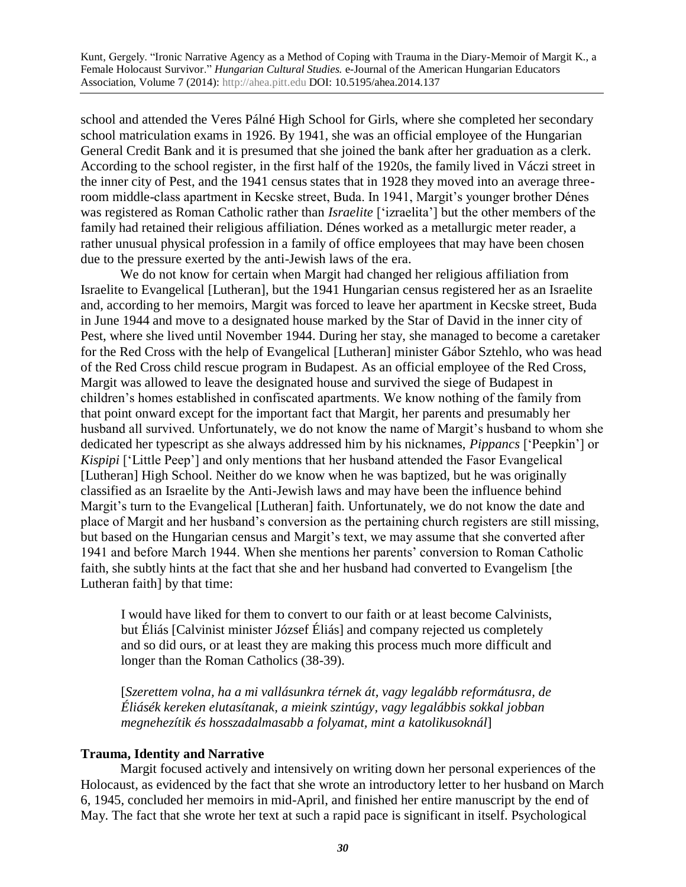school and attended the Veres Pálné High School for Girls, where she completed her secondary school matriculation exams in 1926. By 1941, she was an official employee of the Hungarian General Credit Bank and it is presumed that she joined the bank after her graduation as a clerk. According to the school register, in the first half of the 1920s, the family lived in Váczi street in the inner city of Pest, and the 1941 census states that in 1928 they moved into an average three-room middle-class apartment in Kecske street, Buda. In 1941, Margit's younger brother Dénes was registered as Roman Catholic rather than *Israelite* ['izraelita'] but the other members of the family had retained their religious affiliation. Dénes worked as a metallurgic meter reader, a rather unusual physical profession in a family of office employees that may have been chosen due to the pressure exerted by the anti-Jewish laws of the era.

We do not know for certain when Margit had changed her religious affiliation from Israelite to Evangelical [Lutheran], but the 1941 Hungarian census registered her as an Israelite and, according to her memoirs, Margit was forced to leave her apartment in Kecske street, Buda in June 1944 and move to a designated house marked by the Star of David in the inner city of Pest, where she lived until November 1944. During her stay, she managed to become a caretaker for the Red Cross with the help of Evangelical [Lutheran] minister Gábor Sztehlo, who was head of the Red Cross child rescue program in Budapest. As an official employee of the Red Cross, Margit was allowed to leave the designated house and survived the siege of Budapest in children's homes established in confiscated apartments. We know nothing of the family from that point onward except for the important fact that Margit, her parents and presumably her husband all survived. Unfortunately, we do not know the name of Margit's husband to whom she dedicated her typescript as she always addressed him by his nicknames, *Pippancs* ['Peepkin'] or *Kispipi* ['Little Peep'] and only mentions that her husband attended the Fasor Evangelical [Lutheran] High School. Neither do we know when he was baptized, but he was originally classified as an Israelite by the Anti-Jewish laws and may have been the influence behind Margit's turn to the Evangelical [Lutheran] faith. Unfortunately, we do not know the date and place of Margit and her husband's conversion as the pertaining church registers are still missing, but based on the Hungarian census and Margit's text, we may assume that she converted after 1941 and before March 1944. When she mentions her parents' conversion to Roman Catholic faith, she subtly hints at the fact that she and her husband had converted to Evangelism [the Lutheran faith] by that time:

> I would have liked for them to convert to our faith or at least become Calvinists, but Éliás [Calvinist minister József Éliás] and company rejected us completely and so did ours, or at least they are making this process much more difficult and longer than the Roman Catholics (38-39).
>
> [*Szerettem volna, ha a mi vallásunkra térnek át, vagy legalább reformátusra, de Éliásék kereken elutasítanak, a mieink szintúgy, vagy legalábbis sokkal jobban megnehezítik és hosszadalmasabb a folyamat, mint a katolikusoknál*]

**Trauma, Identity and Narrative**

Margit focused actively and intensively on writing down her personal experiences of the Holocaust, as evidenced by the fact that she wrote an introductory letter to her husband on March 6, 1945, concluded her memoirs in mid-April, and finished her entire manuscript by the end of May. The fact that she wrote her text at such a rapid pace is significant in itself. Psychological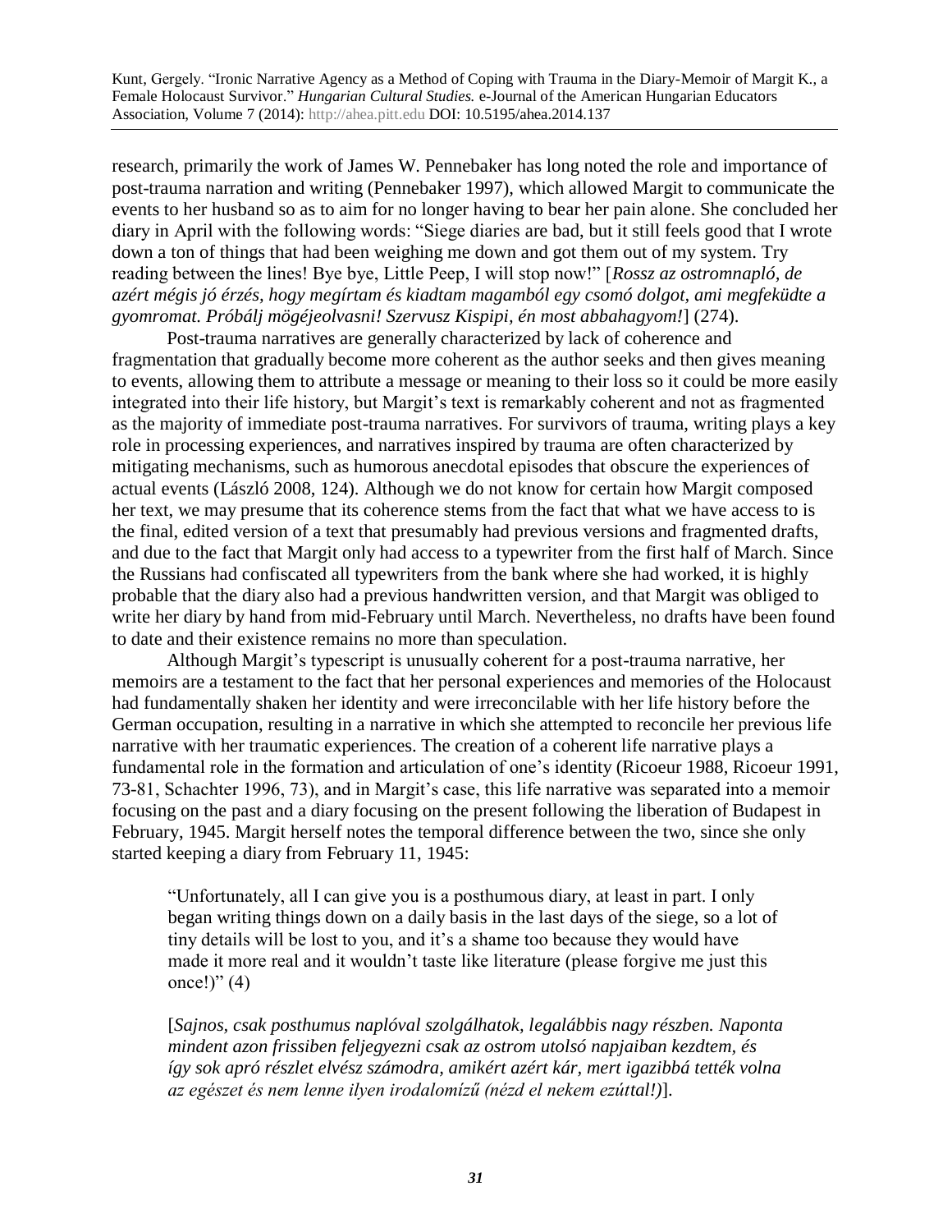research, primarily the work of James W. Pennebaker has long noted the role and importance of post-trauma narration and writing (Pennebaker 1997), which allowed Margit to communicate the events to her husband so as to aim for no longer having to bear her pain alone. She concluded her diary in April with the following words: "Siege diaries are bad, but it still feels good that I wrote down a ton of things that had been weighing me down and got them out of my system. Try reading between the lines! Bye bye, Little Peep, I will stop now!" [*Rossz az ostromnapló, de azért mégis jó érzés, hogy megírtam és kiadtam magamból egy csomó dolgot, ami megfeküdte a gyomromat. Próbálj mögéjeolvasni! Szervusz Kispipi, én most abbahagyom!*] (274).

Post-trauma narratives are generally characterized by lack of coherence and fragmentation that gradually become more coherent as the author seeks and then gives meaning to events, allowing them to attribute a message or meaning to their loss so it could be more easily integrated into their life history, but Margit's text is remarkably coherent and not as fragmented as the majority of immediate post-trauma narratives. For survivors of trauma, writing plays a key role in processing experiences, and narratives inspired by trauma are often characterized by mitigating mechanisms, such as humorous anecdotal episodes that obscure the experiences of actual events (László 2008, 124). Although we do not know for certain how Margit composed her text, we may presume that its coherence stems from the fact that what we have access to is the final, edited version of a text that presumably had previous versions and fragmented drafts, and due to the fact that Margit only had access to a typewriter from the first half of March. Since the Russians had confiscated all typewriters from the bank where she had worked, it is highly probable that the diary also had a previous handwritten version, and that Margit was obliged to write her diary by hand from mid-February until March. Nevertheless, no drafts have been found to date and their existence remains no more than speculation.

Although Margit's typescript is unusually coherent for a post-trauma narrative, her memoirs are a testament to the fact that her personal experiences and memories of the Holocaust had fundamentally shaken her identity and were irreconcilable with her life history before the German occupation, resulting in a narrative in which she attempted to reconcile her previous life narrative with her traumatic experiences. The creation of a coherent life narrative plays a fundamental role in the formation and articulation of one's identity (Ricoeur 1988, Ricoeur 1991, 73-81, Schachter 1996, 73), and in Margit's case, this life narrative was separated into a memoir focusing on the past and a diary focusing on the present following the liberation of Budapest in February, 1945. Margit herself notes the temporal difference between the two, since she only started keeping a diary from February 11, 1945:

> "Unfortunately, all I can give you is a posthumous diary, at least in part. I only began writing things down on a daily basis in the last days of the siege, so a lot of tiny details will be lost to you, and it's a shame too because they would have made it more real and it wouldn't taste like literature (please forgive me just this once!)" (4)
>
> [*Sajnos, csak posthumus naplóval szolgálhatok, legalábbis nagy részben. Naponta mindent azon frissiben feljegyezni csak az ostrom utolsó napjaiban kezdtem, és így sok apró részlet elvész számodra, amikért azért kár, mert igazibbá tették volna az egészet és nem lenne ilyen irodalomízű (nézd el nekem ezúttal!)*].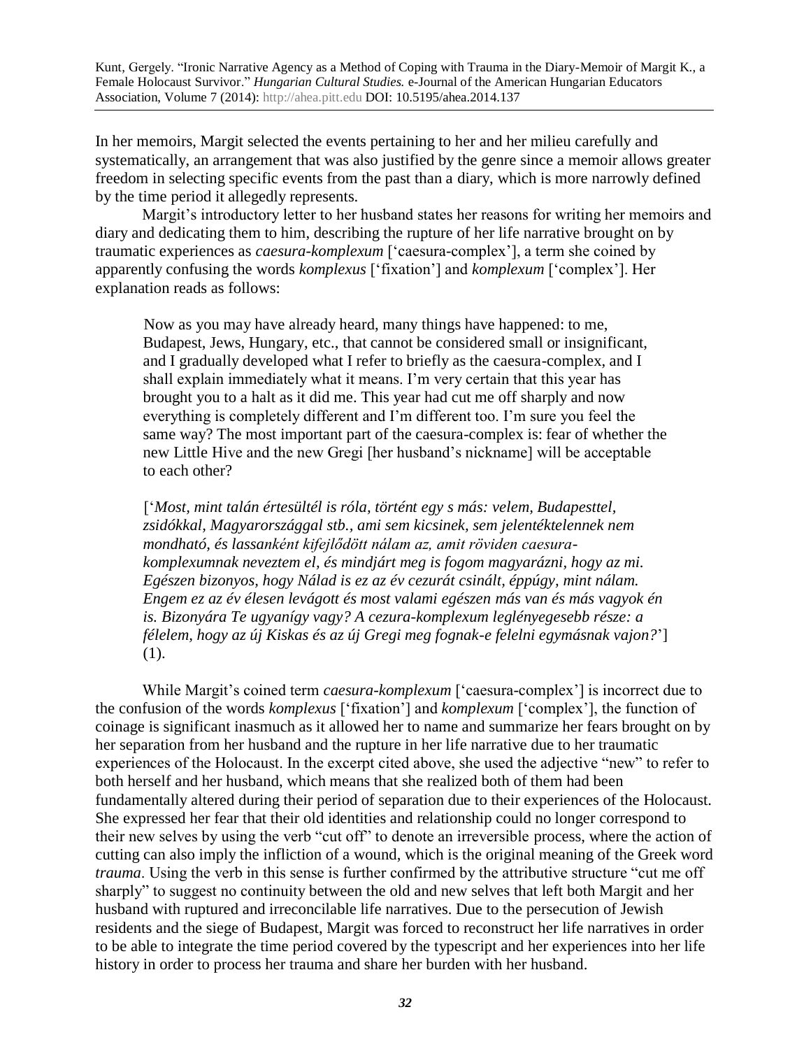In her memoirs, Margit selected the events pertaining to her and her milieu carefully and systematically, an arrangement that was also justified by the genre since a memoir allows greater freedom in selecting specific events from the past than a diary, which is more narrowly defined by the time period it allegedly represents.

Margit's introductory letter to her husband states her reasons for writing her memoirs and diary and dedicating them to him, describing the rupture of her life narrative brought on by traumatic experiences as *caesura-komplexum* ['caesura-complex'], a term she coined by apparently confusing the words *komplexus* ['fixation'] and *komplexum* ['complex']. Her explanation reads as follows:

> Now as you may have already heard, many things have happened: to me, Budapest, Jews, Hungary, etc., that cannot be considered small or insignificant, and I gradually developed what I refer to briefly as the caesura-complex, and I shall explain immediately what it means. I'm very certain that this year has brought you to a halt as it did me. This year had cut me off sharply and now everything is completely different and I'm different too. I'm sure you feel the same way? The most important part of the caesura-complex is: fear of whether the new Little Hive and the new Gregi [her husband's nickname] will be acceptable to each other?
>
> ['*Most, mint talán értesültél is róla, történt egy s más: velem, Budapesttel, zsidókkal, Magyarországgal stb., ami sem kicsinek, sem jelentéktelennek nem mondható, és lassanként kifejlődött nálam az, amit röviden caesura-komplexumnak neveztem el, és mindjárt meg is fogom magyarázni, hogy az mi. Egészen bizonyos, hogy Nálad is ez az év cezurát csinált, éppúgy, mint nálam. Engem ez az év élesen levágott és most valami egészen más van és más vagyok én is. Bizonyára Te ugyanígy vagy? A cezura-komplexum leglényegesebb része: a félelem, hogy az új Kiskas és az új Gregi meg fognak-e felelni egymásnak vajon?*'] (1).

While Margit's coined term *caesura-komplexum* ['caesura-complex'] is incorrect due to the confusion of the words *komplexus* ['fixation'] and *komplexum* ['complex'], the function of coinage is significant inasmuch as it allowed her to name and summarize her fears brought on by her separation from her husband and the rupture in her life narrative due to her traumatic experiences of the Holocaust. In the excerpt cited above, she used the adjective "new" to refer to both herself and her husband, which means that she realized both of them had been fundamentally altered during their period of separation due to their experiences of the Holocaust. She expressed her fear that their old identities and relationship could no longer correspond to their new selves by using the verb "cut off" to denote an irreversible process, where the action of cutting can also imply the infliction of a wound, which is the original meaning of the Greek word *trauma*. Using the verb in this sense is further confirmed by the attributive structure "cut me off sharply" to suggest no continuity between the old and new selves that left both Margit and her husband with ruptured and irreconcilable life narratives. Due to the persecution of Jewish residents and the siege of Budapest, Margit was forced to reconstruct her life narratives in order to be able to integrate the time period covered by the typescript and her experiences into her life history in order to process her trauma and share her burden with her husband.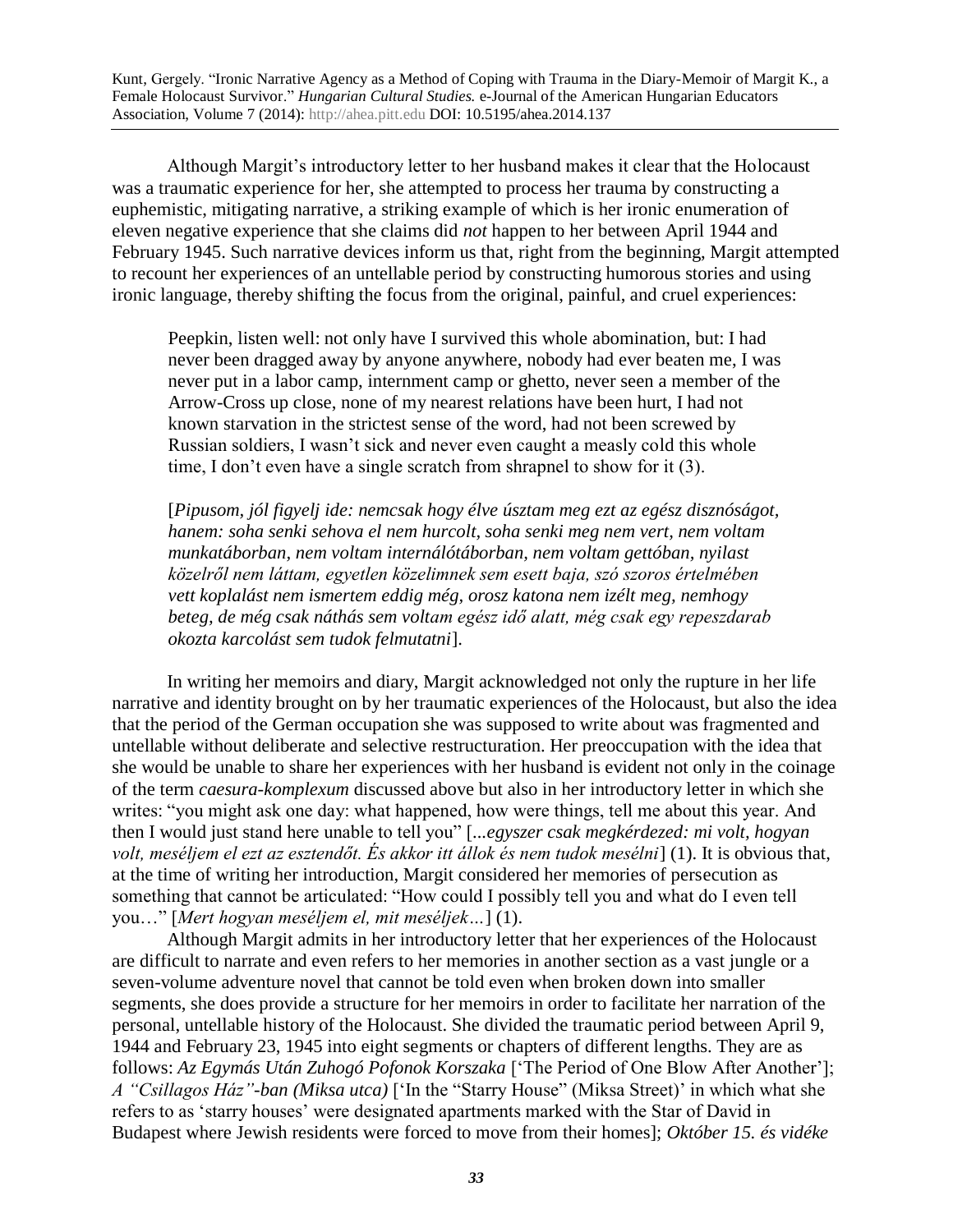Although Margit's introductory letter to her husband makes it clear that the Holocaust was a traumatic experience for her, she attempted to process her trauma by constructing a euphemistic, mitigating narrative, a striking example of which is her ironic enumeration of eleven negative experience that she claims did *not* happen to her between April 1944 and February 1945. Such narrative devices inform us that, right from the beginning, Margit attempted to recount her experiences of an untellable period by constructing humorous stories and using ironic language, thereby shifting the focus from the original, painful, and cruel experiences:

> Peepkin, listen well: not only have I survived this whole abomination, but: I had never been dragged away by anyone anywhere, nobody had ever beaten me, I was never put in a labor camp, internment camp or ghetto, never seen a member of the Arrow-Cross up close, none of my nearest relations have been hurt, I had not known starvation in the strictest sense of the word, had not been screwed by Russian soldiers, I wasn't sick and never even caught a measly cold this whole time, I don't even have a single scratch from shrapnel to show for it (3).
>
> [*Pipusom, jól figyelj ide: nemcsak hogy élve úsztam meg ezt az egész disznóságot, hanem: soha senki sehova el nem hurcolt, soha senki meg nem vert, nem voltam munkatáborban, nem voltam internálótáborban, nem voltam gettóban, nyilast közelről nem láttam, egyetlen közelimnek sem esett baja, szó szoros értelmében vett koplalást nem ismertem eddig még, orosz katona nem izélt meg, nemhogy beteg, de még csak náthás sem voltam egész idő alatt, még csak egy repeszdarab okozta karcolást sem tudok felmutatni*].

In writing her memoirs and diary, Margit acknowledged not only the rupture in her life narrative and identity brought on by her traumatic experiences of the Holocaust, but also the idea that the period of the German occupation she was supposed to write about was fragmented and untellable without deliberate and selective restructuration. Her preoccupation with the idea that she would be unable to share her experiences with her husband is evident not only in the coinage of the term *caesura-komplexum* discussed above but also in her introductory letter in which she writes: "you might ask one day: what happened, how were things, tell me about this year. And then I would just stand here unable to tell you" [...*egyszer csak megkérdezed: mi volt, hogyan volt, meséljem el ezt az esztendőt. És akkor itt állok és nem tudok mesélni*] (1). It is obvious that, at the time of writing her introduction, Margit considered her memories of persecution as something that cannot be articulated: "How could I possibly tell you and what do I even tell you…" [*Mert hogyan meséljem el, mit meséljek…*] (1).

Although Margit admits in her introductory letter that her experiences of the Holocaust are difficult to narrate and even refers to her memories in another section as a vast jungle or a seven-volume adventure novel that cannot be told even when broken down into smaller segments, she does provide a structure for her memoirs in order to facilitate her narration of the personal, untellable history of the Holocaust. She divided the traumatic period between April 9, 1944 and February 23, 1945 into eight segments or chapters of different lengths. They are as follows: *Az Egymás Után Zuhogó Pofonok Korszaka* ['The Period of One Blow After Another']; *A "Csillagos Ház"-ban (Miksa utca)* ['In the "Starry House" (Miksa Street)' in which what she refers to as 'starry houses' were designated apartments marked with the Star of David in Budapest where Jewish residents were forced to move from their homes]; *Október 15. és vidéke*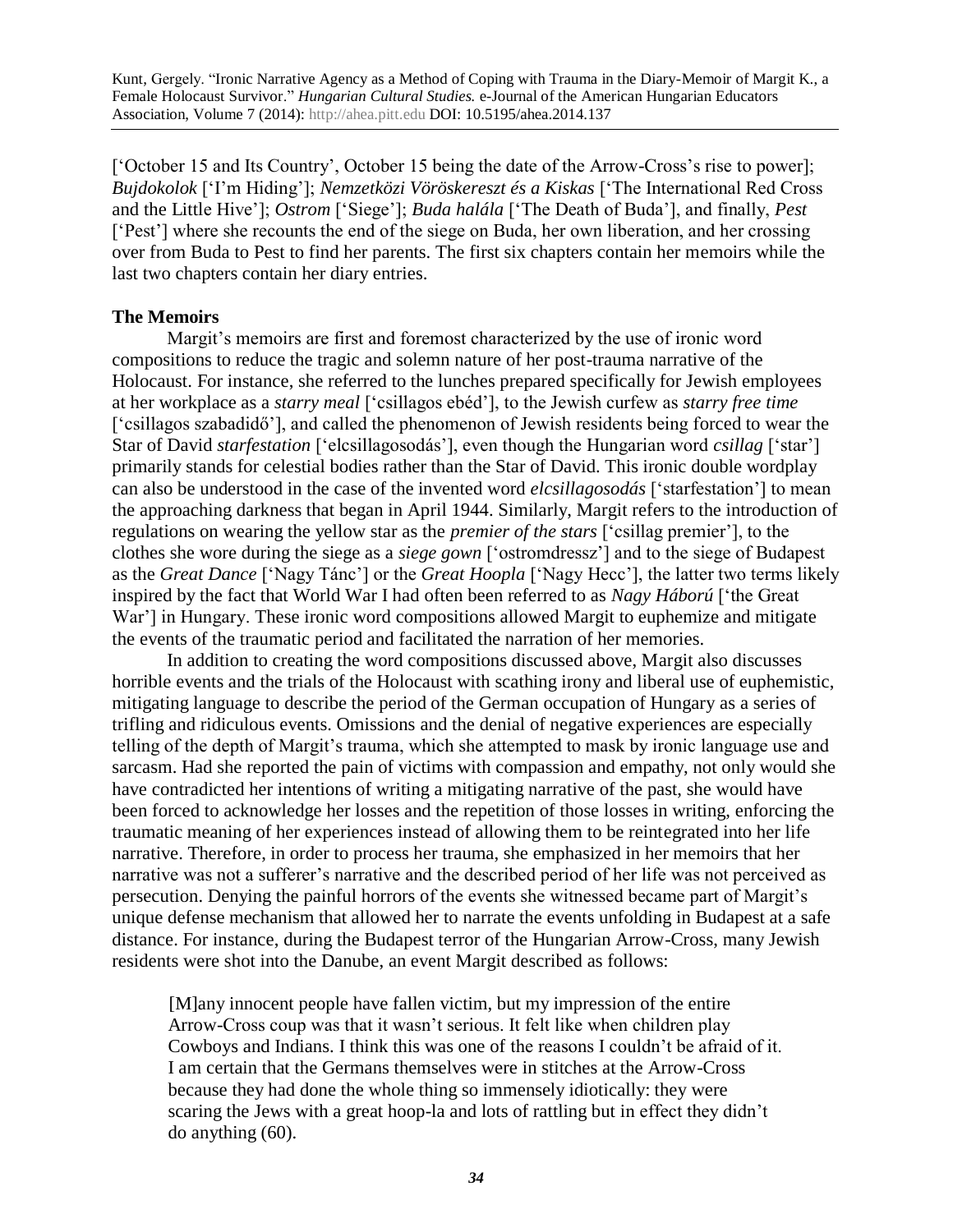['October 15 and Its Country', October 15 being the date of the Arrow-Cross's rise to power]; *Bujdokolok* ['I'm Hiding']; *Nemzetközi Vöröskereszt és a Kiskas* ['The International Red Cross and the Little Hive']; *Ostrom* ['Siege']; *Buda halála* ['The Death of Buda'], and finally, *Pest* ['Pest'] where she recounts the end of the siege on Buda, her own liberation, and her crossing over from Buda to Pest to find her parents. The first six chapters contain her memoirs while the last two chapters contain her diary entries.

**The Memoirs**

Margit's memoirs are first and foremost characterized by the use of ironic word compositions to reduce the tragic and solemn nature of her post-trauma narrative of the Holocaust. For instance, she referred to the lunches prepared specifically for Jewish employees at her workplace as a *starry meal* ['csillagos ebéd'], to the Jewish curfew as *starry free time* ['csillagos szabadidő'], and called the phenomenon of Jewish residents being forced to wear the Star of David *starfestation* ['elcsillagosodás'], even though the Hungarian word *csillag* ['star'] primarily stands for celestial bodies rather than the Star of David. This ironic double wordplay can also be understood in the case of the invented word *elcsillagosodás* ['starfestation'] to mean the approaching darkness that began in April 1944. Similarly, Margit refers to the introduction of regulations on wearing the yellow star as the *premier of the stars* ['csillag premier'], to the clothes she wore during the siege as a *siege gown* ['ostromdressz'] and to the siege of Budapest as the *Great Dance* ['Nagy Tánc'] or the *Great Hoopla* ['Nagy Hecc'], the latter two terms likely inspired by the fact that World War I had often been referred to as *Nagy Háború* ['the Great War'] in Hungary. These ironic word compositions allowed Margit to euphemize and mitigate the events of the traumatic period and facilitated the narration of her memories.

In addition to creating the word compositions discussed above, Margit also discusses horrible events and the trials of the Holocaust with scathing irony and liberal use of euphemistic, mitigating language to describe the period of the German occupation of Hungary as a series of trifling and ridiculous events. Omissions and the denial of negative experiences are especially telling of the depth of Margit's trauma, which she attempted to mask by ironic language use and sarcasm. Had she reported the pain of victims with compassion and empathy, not only would she have contradicted her intentions of writing a mitigating narrative of the past, she would have been forced to acknowledge her losses and the repetition of those losses in writing, enforcing the traumatic meaning of her experiences instead of allowing them to be reintegrated into her life narrative. Therefore, in order to process her trauma, she emphasized in her memoirs that her narrative was not a sufferer's narrative and the described period of her life was not perceived as persecution. Denying the painful horrors of the events she witnessed became part of Margit's unique defense mechanism that allowed her to narrate the events unfolding in Budapest at a safe distance. For instance, during the Budapest terror of the Hungarian Arrow-Cross, many Jewish residents were shot into the Danube, an event Margit described as follows:

> [M]any innocent people have fallen victim, but my impression of the entire Arrow-Cross coup was that it wasn't serious. It felt like when children play Cowboys and Indians. I think this was one of the reasons I couldn't be afraid of it. I am certain that the Germans themselves were in stitches at the Arrow-Cross because they had done the whole thing so immensely idiotically: they were scaring the Jews with a great hoop-la and lots of rattling but in effect they didn't do anything (60).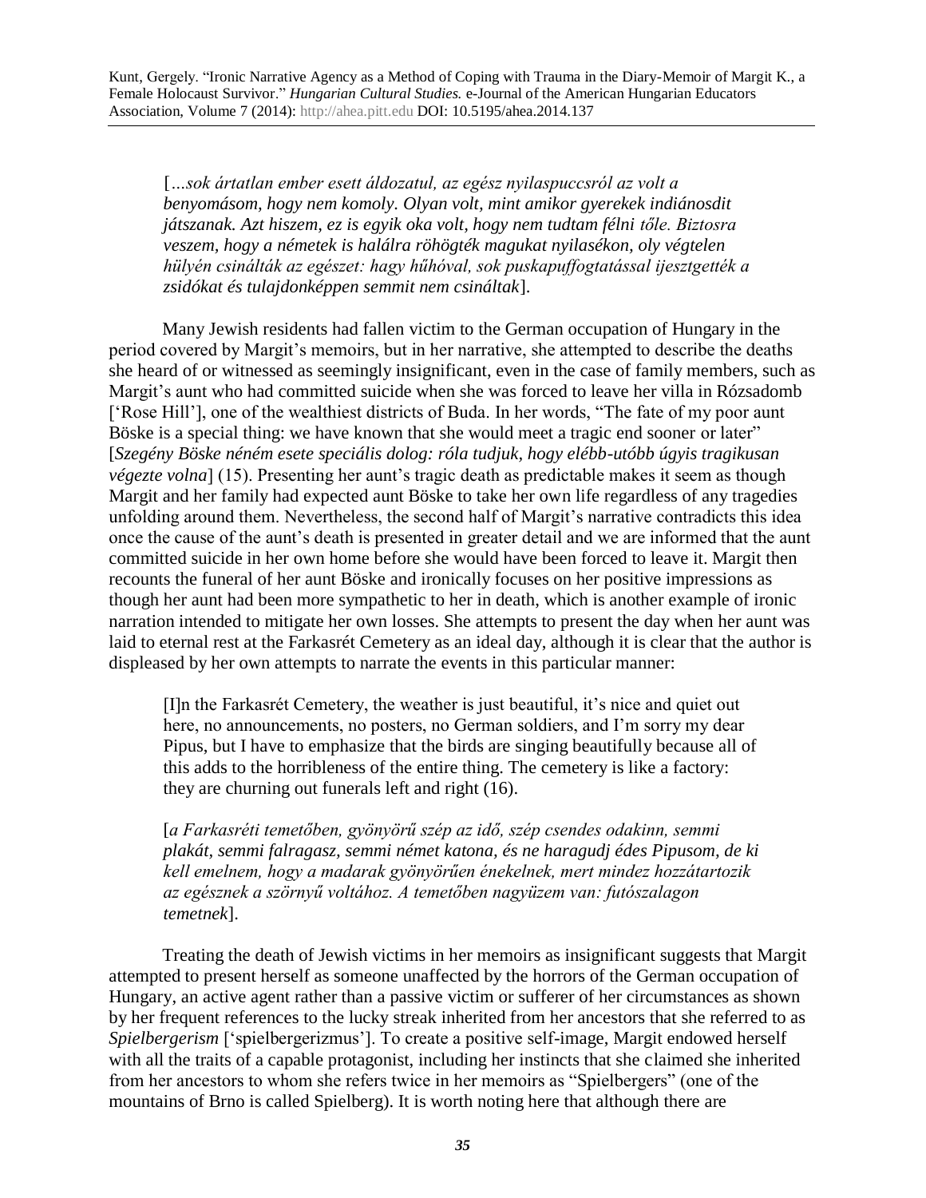[*...sok ártatlan ember esett áldozatul, az egész nyilaspuccsról az volt a benyomásom, hogy nem komoly. Olyan volt, mint amikor gyerekek indiánosdit játszanak. Azt hiszem, ez is egyik oka volt, hogy nem tudtam félni tőle. Biztosra veszem, hogy a németek is halálra röhögték magukat nyilasékon, oly végtelen hülyén csinálták az egészet: hagy hűhóval, sok puskapuffogtatással ijesztgették a zsidókat és tulajdonképpen semmit nem csináltak*].

Many Jewish residents had fallen victim to the German occupation of Hungary in the period covered by Margit's memoirs, but in her narrative, she attempted to describe the deaths she heard of or witnessed as seemingly insignificant, even in the case of family members, such as Margit's aunt who had committed suicide when she was forced to leave her villa in Rózsadomb ['Rose Hill'], one of the wealthiest districts of Buda. In her words, "The fate of my poor aunt Böske is a special thing: we have known that she would meet a tragic end sooner or later" [*Szegény Böske néném esete speciális dolog: róla tudjuk, hogy elébb-utóbb úgyis tragikusan végezte volna*] (15). Presenting her aunt's tragic death as predictable makes it seem as though Margit and her family had expected aunt Böske to take her own life regardless of any tragedies unfolding around them. Nevertheless, the second half of Margit's narrative contradicts this idea once the cause of the aunt's death is presented in greater detail and we are informed that the aunt committed suicide in her own home before she would have been forced to leave it. Margit then recounts the funeral of her aunt Böske and ironically focuses on her positive impressions as though her aunt had been more sympathetic to her in death, which is another example of ironic narration intended to mitigate her own losses. She attempts to present the day when her aunt was laid to eternal rest at the Farkasrét Cemetery as an ideal day, although it is clear that the author is displeased by her own attempts to narrate the events in this particular manner:

> [I]n the Farkasrét Cemetery, the weather is just beautiful, it's nice and quiet out here, no announcements, no posters, no German soldiers, and I'm sorry my dear Pipus, but I have to emphasize that the birds are singing beautifully because all of this adds to the horribleness of the entire thing. The cemetery is like a factory: they are churning out funerals left and right (16).
>
> [*a Farkasréti temetőben, gyönyörű szép az idő, szép csendes odakinn, semmi plakát, semmi falragasz, semmi német katona, és ne haragudj édes Pipusom, de ki kell emelnem, hogy a madarak gyönyörűen énekelnek, mert mindez hozzátartozik az egésznek a szörnyű voltához. A temetőben nagyüzem van: futószalagon temetnek*].

Treating the death of Jewish victims in her memoirs as insignificant suggests that Margit attempted to present herself as someone unaffected by the horrors of the German occupation of Hungary, an active agent rather than a passive victim or sufferer of her circumstances as shown by her frequent references to the lucky streak inherited from her ancestors that she referred to as *Spielbergerism* ['spielbergerizmus']. To create a positive self-image, Margit endowed herself with all the traits of a capable protagonist, including her instincts that she claimed she inherited from her ancestors to whom she refers twice in her memoirs as "Spielbergers" (one of the mountains of Brno is called Spielberg). It is worth noting here that although there are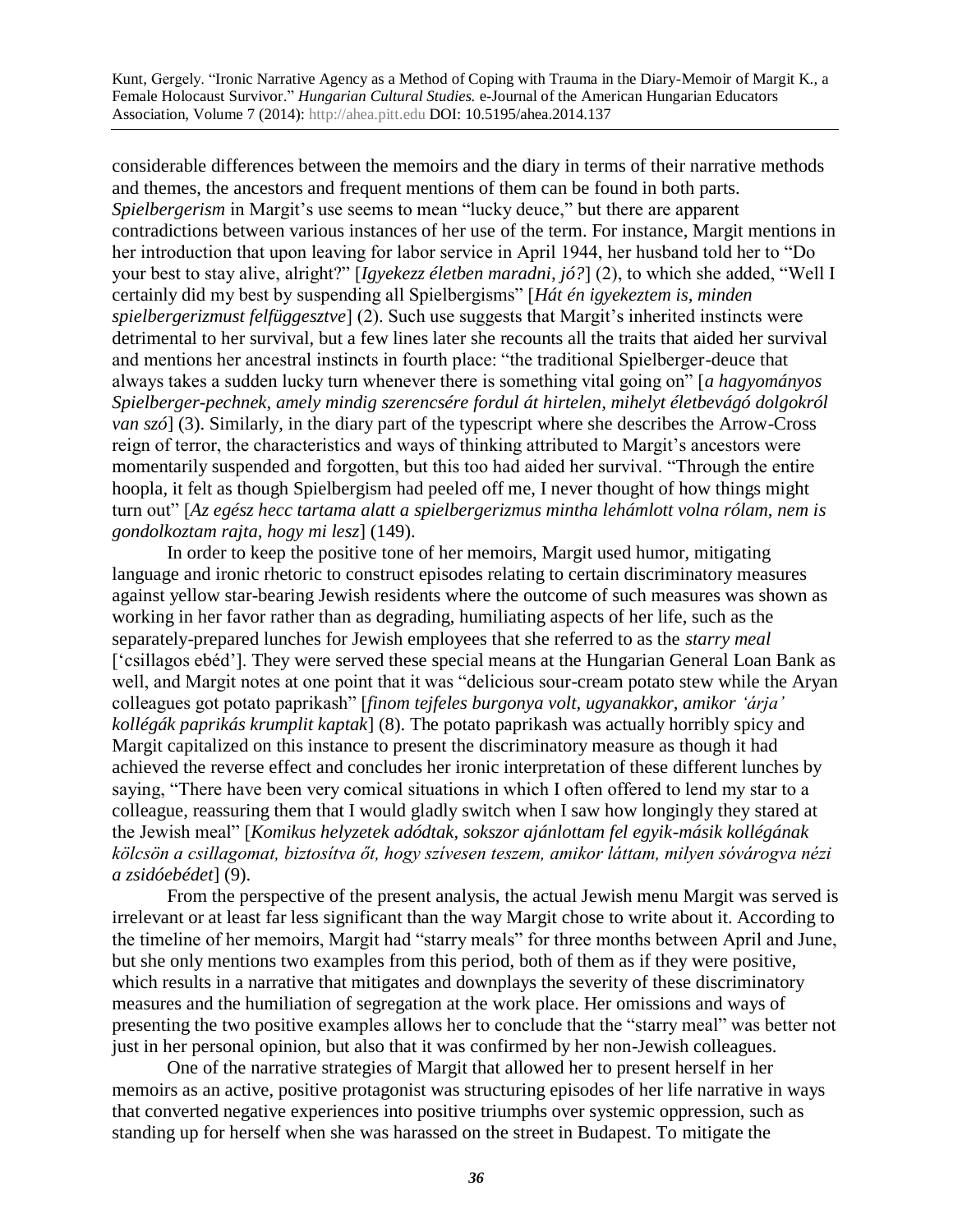considerable differences between the memoirs and the diary in terms of their narrative methods and themes, the ancestors and frequent mentions of them can be found in both parts. *Spielbergerism* in Margit's use seems to mean "lucky deuce," but there are apparent contradictions between various instances of her use of the term. For instance, Margit mentions in her introduction that upon leaving for labor service in April 1944, her husband told her to "Do your best to stay alive, alright?" [*Igyekezz életben maradni, jó?*] (2), to which she added, "Well I certainly did my best by suspending all Spielbergisms" [*Hát én igyekeztem is, minden spielbergerizmust felfüggesztve*] (2). Such use suggests that Margit's inherited instincts were detrimental to her survival, but a few lines later she recounts all the traits that aided her survival and mentions her ancestral instincts in fourth place: "the traditional Spielberger-deuce that always takes a sudden lucky turn whenever there is something vital going on" [*a hagyományos Spielberger-pechnek, amely mindig szerencsére fordul át hirtelen, mihelyt életbevágó dolgokról van szó*] (3). Similarly, in the diary part of the typescript where she describes the Arrow-Cross reign of terror, the characteristics and ways of thinking attributed to Margit's ancestors were momentarily suspended and forgotten, but this too had aided her survival. "Through the entire hoopla, it felt as though Spielbergism had peeled off me, I never thought of how things might turn out" [*Az egész hecc tartama alatt a spielbergerizmus mintha lehámlott volna rólam, nem is gondolkoztam rajta, hogy mi lesz*] (149).

In order to keep the positive tone of her memoirs, Margit used humor, mitigating language and ironic rhetoric to construct episodes relating to certain discriminatory measures against yellow star-bearing Jewish residents where the outcome of such measures was shown as working in her favor rather than as degrading, humiliating aspects of her life, such as the separately-prepared lunches for Jewish employees that she referred to as the *starry meal* ['csillagos ebéd']. They were served these special means at the Hungarian General Loan Bank as well, and Margit notes at one point that it was "delicious sour-cream potato stew while the Aryan colleagues got potato paprikash" [*finom tejfeles burgonya volt, ugyanakkor, amikor 'árja' kollégák paprikás krumplit kaptak*] (8). The potato paprikash was actually horribly spicy and Margit capitalized on this instance to present the discriminatory measure as though it had achieved the reverse effect and concludes her ironic interpretation of these different lunches by saying, "There have been very comical situations in which I often offered to lend my star to a colleague, reassuring them that I would gladly switch when I saw how longingly they stared at the Jewish meal" [*Komikus helyzetek adódtak, sokszor ajánlottam fel egyik-másik kollégának kölcsön a csillagomat, biztosítva őt, hogy szívesen teszem, amikor láttam, milyen sóvárogva nézi a zsidóebédet*] (9).

From the perspective of the present analysis, the actual Jewish menu Margit was served is irrelevant or at least far less significant than the way Margit chose to write about it. According to the timeline of her memoirs, Margit had "starry meals" for three months between April and June, but she only mentions two examples from this period, both of them as if they were positive, which results in a narrative that mitigates and downplays the severity of these discriminatory measures and the humiliation of segregation at the work place. Her omissions and ways of presenting the two positive examples allows her to conclude that the "starry meal" was better not just in her personal opinion, but also that it was confirmed by her non-Jewish colleagues.

One of the narrative strategies of Margit that allowed her to present herself in her memoirs as an active, positive protagonist was structuring episodes of her life narrative in ways that converted negative experiences into positive triumphs over systemic oppression, such as standing up for herself when she was harassed on the street in Budapest. To mitigate the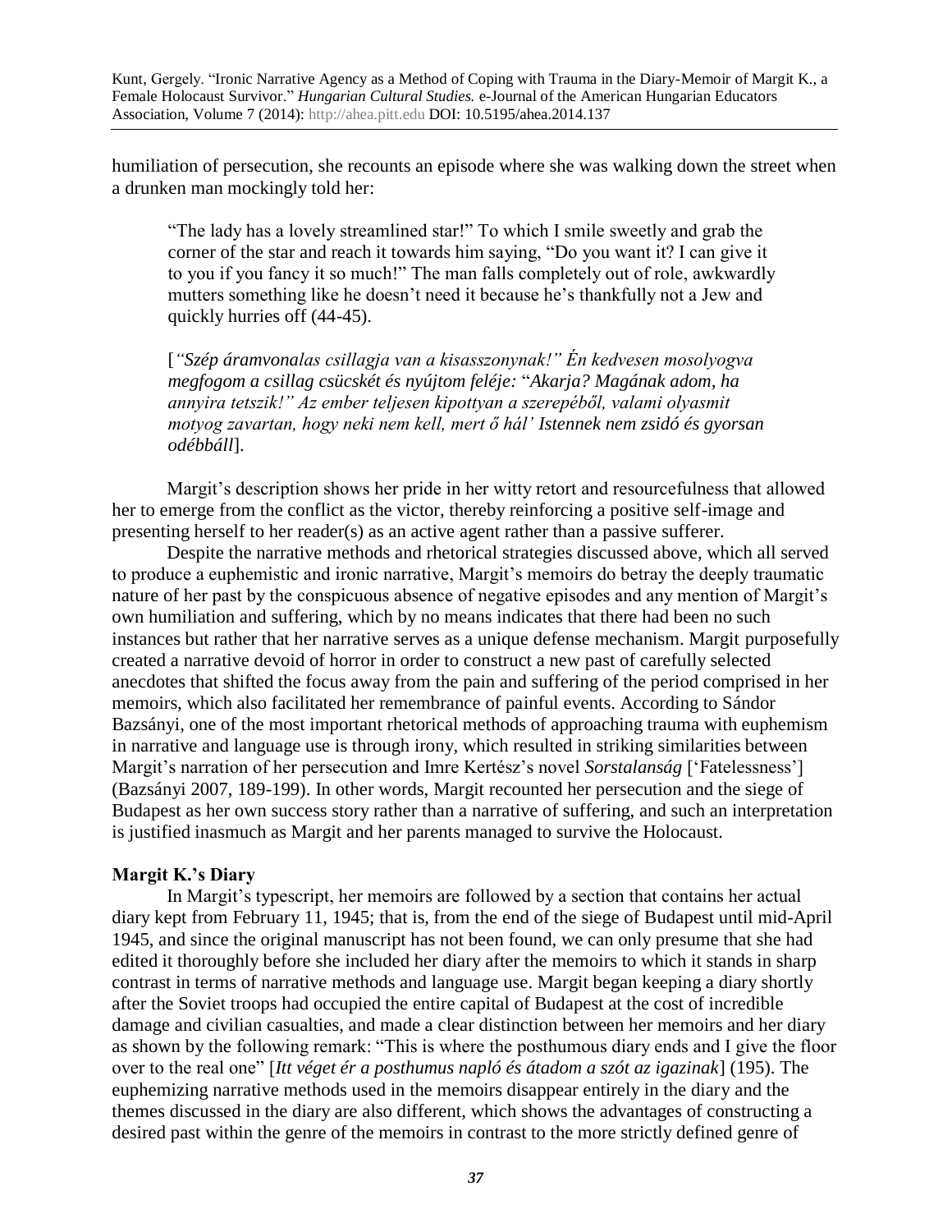humiliation of persecution, she recounts an episode where she was walking down the street when a drunken man mockingly told her:

> "The lady has a lovely streamlined star!" To which I smile sweetly and grab the corner of the star and reach it towards him saying, "Do you want it? I can give it to you if you fancy it so much!" The man falls completely out of role, awkwardly mutters something like he doesn't need it because he's thankfully not a Jew and quickly hurries off (44-45).
>
> [*"Szép áramvonalas csillagja van a kisasszonynak!" Én kedvesen mosolyogva megfogom a csillag csücskét és nyújtom feléje:* "*Akarja? Magának adom, ha annyira tetszik!" Az ember teljesen kipottyan a szerepéből, valami olyasmit motyog zavartan, hogy neki nem kell, mert ő hál' Istennek nem zsidó és gyorsan odébbáll*].

Margit's description shows her pride in her witty retort and resourcefulness that allowed her to emerge from the conflict as the victor, thereby reinforcing a positive self-image and presenting herself to her reader(s) as an active agent rather than a passive sufferer.

Despite the narrative methods and rhetorical strategies discussed above, which all served to produce a euphemistic and ironic narrative, Margit's memoirs do betray the deeply traumatic nature of her past by the conspicuous absence of negative episodes and any mention of Margit's own humiliation and suffering, which by no means indicates that there had been no such instances but rather that her narrative serves as a unique defense mechanism. Margit purposefully created a narrative devoid of horror in order to construct a new past of carefully selected anecdotes that shifted the focus away from the pain and suffering of the period comprised in her memoirs, which also facilitated her remembrance of painful events. According to Sándor Bazsányi, one of the most important rhetorical methods of approaching trauma with euphemism in narrative and language use is through irony, which resulted in striking similarities between Margit's narration of her persecution and Imre Kertész's novel *Sorstalanság* ['Fatelessness'] (Bazsányi 2007, 189-199). In other words, Margit recounted her persecution and the siege of Budapest as her own success story rather than a narrative of suffering, and such an interpretation is justified inasmuch as Margit and her parents managed to survive the Holocaust.

## Margit K.'s Diary

In Margit's typescript, her memoirs are followed by a section that contains her actual diary kept from February 11, 1945; that is, from the end of the siege of Budapest until mid-April 1945, and since the original manuscript has not been found, we can only presume that she had edited it thoroughly before she included her diary after the memoirs to which it stands in sharp contrast in terms of narrative methods and language use. Margit began keeping a diary shortly after the Soviet troops had occupied the entire capital of Budapest at the cost of incredible damage and civilian casualties, and made a clear distinction between her memoirs and her diary as shown by the following remark: "This is where the posthumous diary ends and I give the floor over to the real one" [*Itt véget ér a posthumus napló és átadom a szót az igazinak*] (195). The euphemizing narrative methods used in the memoirs disappear entirely in the diary and the themes discussed in the diary are also different, which shows the advantages of constructing a desired past within the genre of the memoirs in contrast to the more strictly defined genre of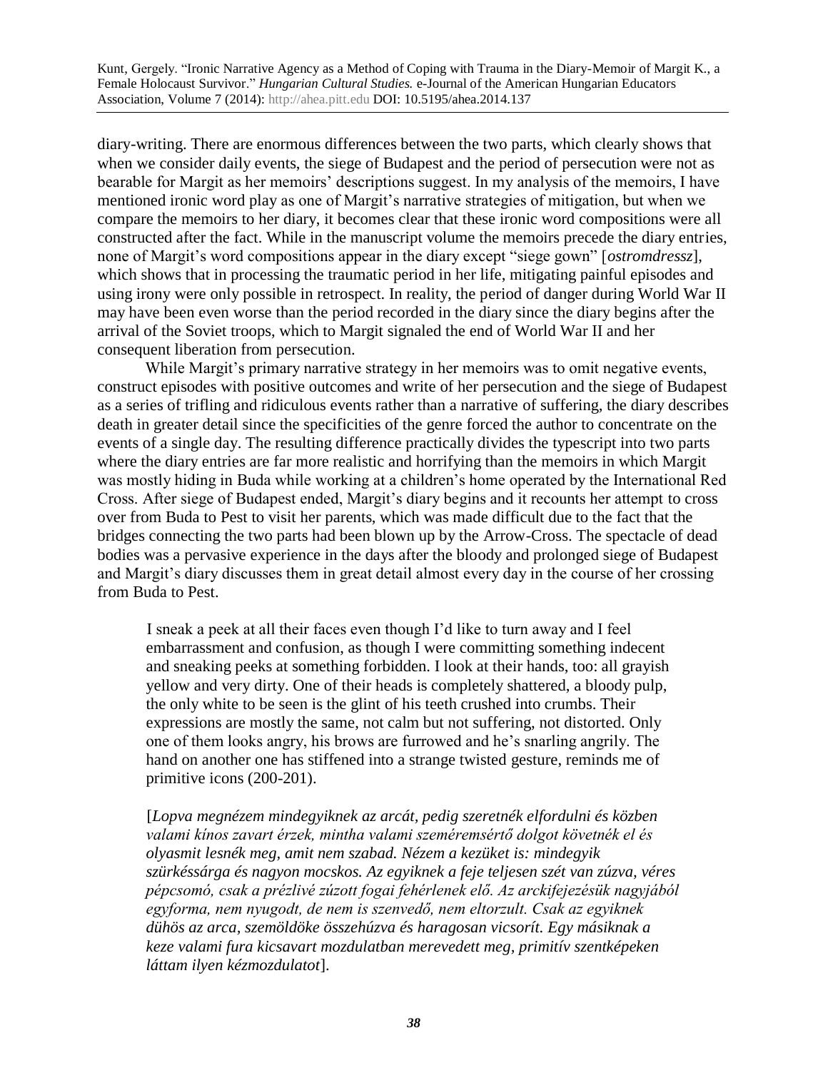diary-writing. There are enormous differences between the two parts, which clearly shows that when we consider daily events, the siege of Budapest and the period of persecution were not as bearable for Margit as her memoirs' descriptions suggest. In my analysis of the memoirs, I have mentioned ironic word play as one of Margit's narrative strategies of mitigation, but when we compare the memoirs to her diary, it becomes clear that these ironic word compositions were all constructed after the fact. While in the manuscript volume the memoirs precede the diary entries, none of Margit's word compositions appear in the diary except "siege gown" [*ostromdressz*], which shows that in processing the traumatic period in her life, mitigating painful episodes and using irony were only possible in retrospect. In reality, the period of danger during World War II may have been even worse than the period recorded in the diary since the diary begins after the arrival of the Soviet troops, which to Margit signaled the end of World War II and her consequent liberation from persecution.

While Margit's primary narrative strategy in her memoirs was to omit negative events, construct episodes with positive outcomes and write of her persecution and the siege of Budapest as a series of trifling and ridiculous events rather than a narrative of suffering, the diary describes death in greater detail since the specificities of the genre forced the author to concentrate on the events of a single day. The resulting difference practically divides the typescript into two parts where the diary entries are far more realistic and horrifying than the memoirs in which Margit was mostly hiding in Buda while working at a children's home operated by the International Red Cross. After siege of Budapest ended, Margit's diary begins and it recounts her attempt to cross over from Buda to Pest to visit her parents, which was made difficult due to the fact that the bridges connecting the two parts had been blown up by the Arrow-Cross. The spectacle of dead bodies was a pervasive experience in the days after the bloody and prolonged siege of Budapest and Margit's diary discusses them in great detail almost every day in the course of her crossing from Buda to Pest.

> I sneak a peek at all their faces even though I'd like to turn away and I feel embarrassment and confusion, as though I were committing something indecent and sneaking peeks at something forbidden. I look at their hands, too: all grayish yellow and very dirty. One of their heads is completely shattered, a bloody pulp, the only white to be seen is the glint of his teeth crushed into crumbs. Their expressions are mostly the same, not calm but not suffering, not distorted. Only one of them looks angry, his brows are furrowed and he's snarling angrily. The hand on another one has stiffened into a strange twisted gesture, reminds me of primitive icons (200-201).
>
> [*Lopva megnézem mindegyiknek az arcát, pedig szeretnék elfordulni és közben valami kínos zavart érzek, mintha valami szeméremsértő dolgot követnék el és olyasmit lesnék meg, amit nem szabad. Nézem a kezüket is: mindegyik szürkéssárga és nagyon mocskos. Az egyiknek a feje teljesen szét van zúzva, véres pépcsomó, csak a prézlivé zúzott fogai fehérlenek elő. Az arckifejezésük nagyjából egyforma, nem nyugodt, de nem is szenvedő, nem eltorzult. Csak az egyiknek dühös az arca, szemöldöke összehúzva és haragosan vicsorít. Egy másiknak a keze valami fura kicsavart mozdulatban merevedett meg, primitív szentképeken láttam ilyen kézmozdulatot*].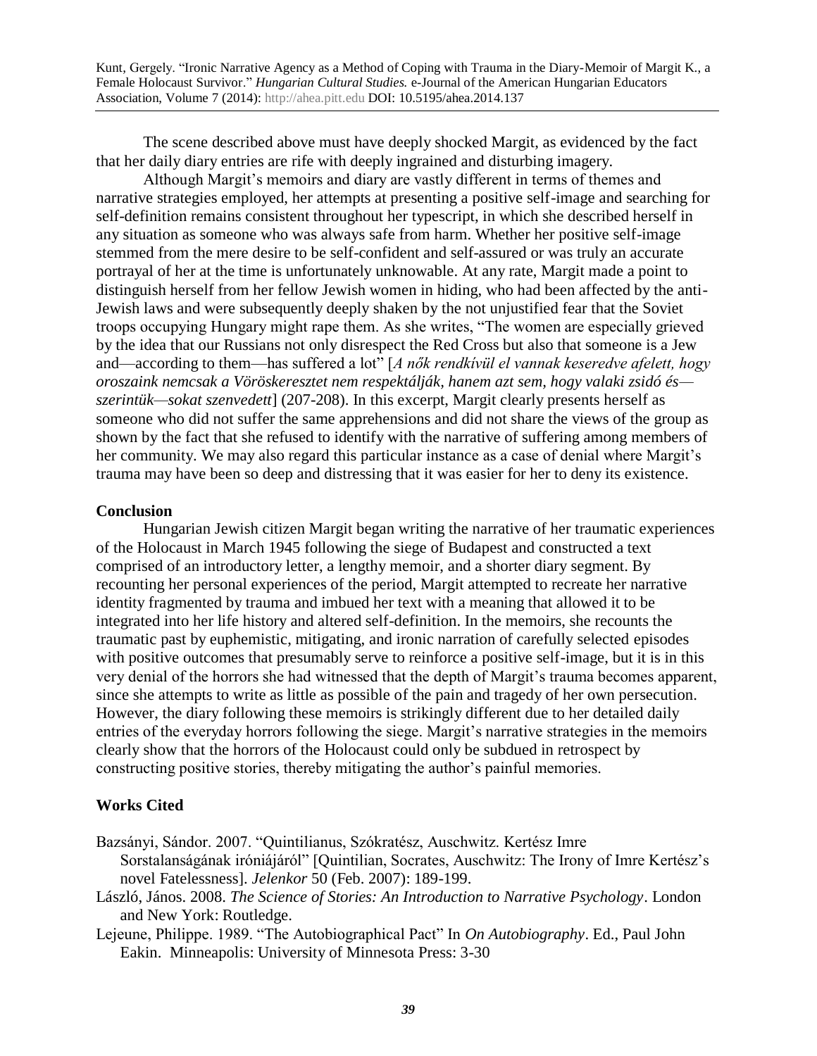The scene described above must have deeply shocked Margit, as evidenced by the fact that her daily diary entries are rife with deeply ingrained and disturbing imagery.

Although Margit's memoirs and diary are vastly different in terms of themes and narrative strategies employed, her attempts at presenting a positive self-image and searching for self-definition remains consistent throughout her typescript, in which she described herself in any situation as someone who was always safe from harm. Whether her positive self-image stemmed from the mere desire to be self-confident and self-assured or was truly an accurate portrayal of her at the time is unfortunately unknowable. At any rate, Margit made a point to distinguish herself from her fellow Jewish women in hiding, who had been affected by the anti-Jewish laws and were subsequently deeply shaken by the not unjustified fear that the Soviet troops occupying Hungary might rape them. As she writes, "The women are especially grieved by the idea that our Russians not only disrespect the Red Cross but also that someone is a Jew and—according to them—has suffered a lot" [*A nők rendkívül el vannak keseredve afelett, hogy oroszaink nemcsak a Vöröskeresztet nem respektálják, hanem azt sem, hogy valaki zsidó és—szerintük—sokat szenvedett*] (207-208). In this excerpt, Margit clearly presents herself as someone who did not suffer the same apprehensions and did not share the views of the group as shown by the fact that she refused to identify with the narrative of suffering among members of her community. We may also regard this particular instance as a case of denial where Margit's trauma may have been so deep and distressing that it was easier for her to deny its existence.

## Conclusion

Hungarian Jewish citizen Margit began writing the narrative of her traumatic experiences of the Holocaust in March 1945 following the siege of Budapest and constructed a text comprised of an introductory letter, a lengthy memoir, and a shorter diary segment. By recounting her personal experiences of the period, Margit attempted to recreate her narrative identity fragmented by trauma and imbued her text with a meaning that allowed it to be integrated into her life history and altered self-definition. In the memoirs, she recounts the traumatic past by euphemistic, mitigating, and ironic narration of carefully selected episodes with positive outcomes that presumably serve to reinforce a positive self-image, but it is in this very denial of the horrors she had witnessed that the depth of Margit's trauma becomes apparent, since she attempts to write as little as possible of the pain and tragedy of her own persecution. However, the diary following these memoirs is strikingly different due to her detailed daily entries of the everyday horrors following the siege. Margit's narrative strategies in the memoirs clearly show that the horrors of the Holocaust could only be subdued in retrospect by constructing positive stories, thereby mitigating the author's painful memories.

## Works Cited

Bazsányi, Sándor. 2007. "Quintilianus, Szókratész, Auschwitz. Kertész Imre Sorstalanságának iróniájáról" [Quintilian, Socrates, Auschwitz: The Irony of Imre Kertész's novel Fatelessness]. *Jelenkor* 50 (Feb. 2007): 189-199.

László, János. 2008. *The Science of Stories: An Introduction to Narrative Psychology*. London and New York: Routledge.

Lejeune, Philippe. 1989. "The Autobiographical Pact" In *On Autobiography*. Ed., Paul John Eakin. Minneapolis: University of Minnesota Press: 3-30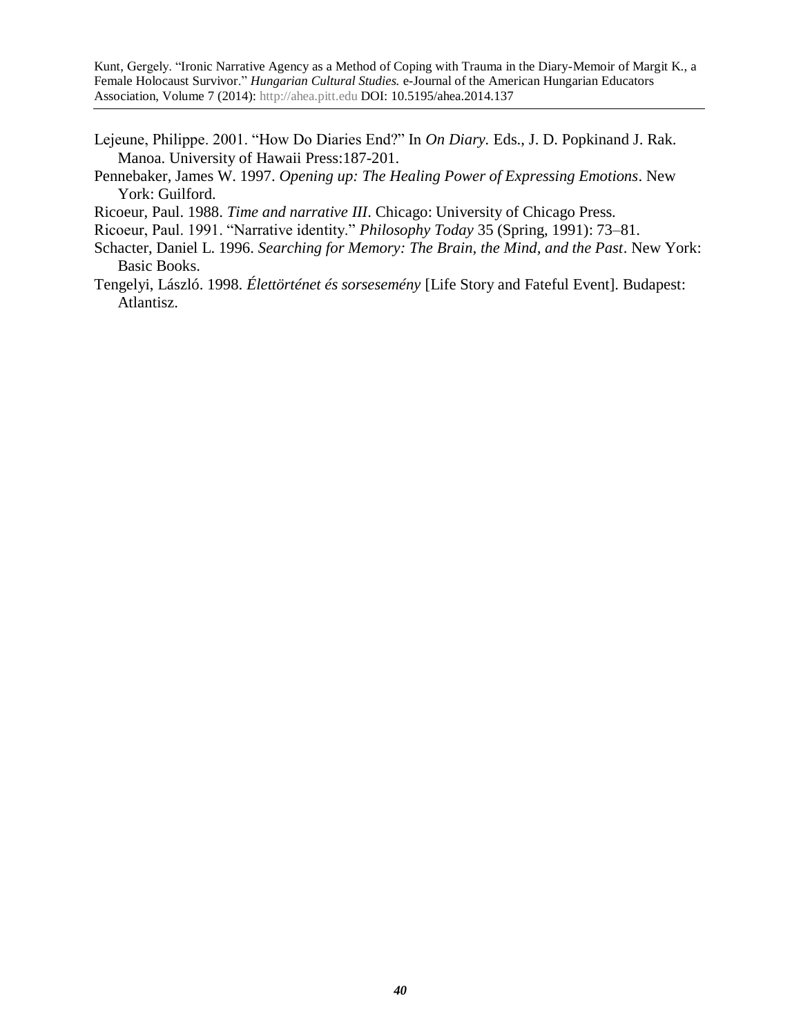Lejeune, Philippe. 2001. "How Do Diaries End?" In *On Diary.* Eds., J. D. Popkinand J. Rak. Manoa. University of Hawaii Press:187-201.

Pennebaker, James W. 1997. *Opening up: The Healing Power of Expressing Emotions*. New York: Guilford.

Ricoeur, Paul. 1988. *Time and narrative III*. Chicago: University of Chicago Press.

Ricoeur, Paul. 1991. "Narrative identity." *Philosophy Today* 35 (Spring, 1991): 73–81.

Schacter, Daniel L. 1996. *Searching for Memory: The Brain, the Mind, and the Past*. New York: Basic Books.

Tengelyi, László. 1998. *Élettörténet és sorsesemény* [Life Story and Fateful Event]. Budapest: Atlantisz.